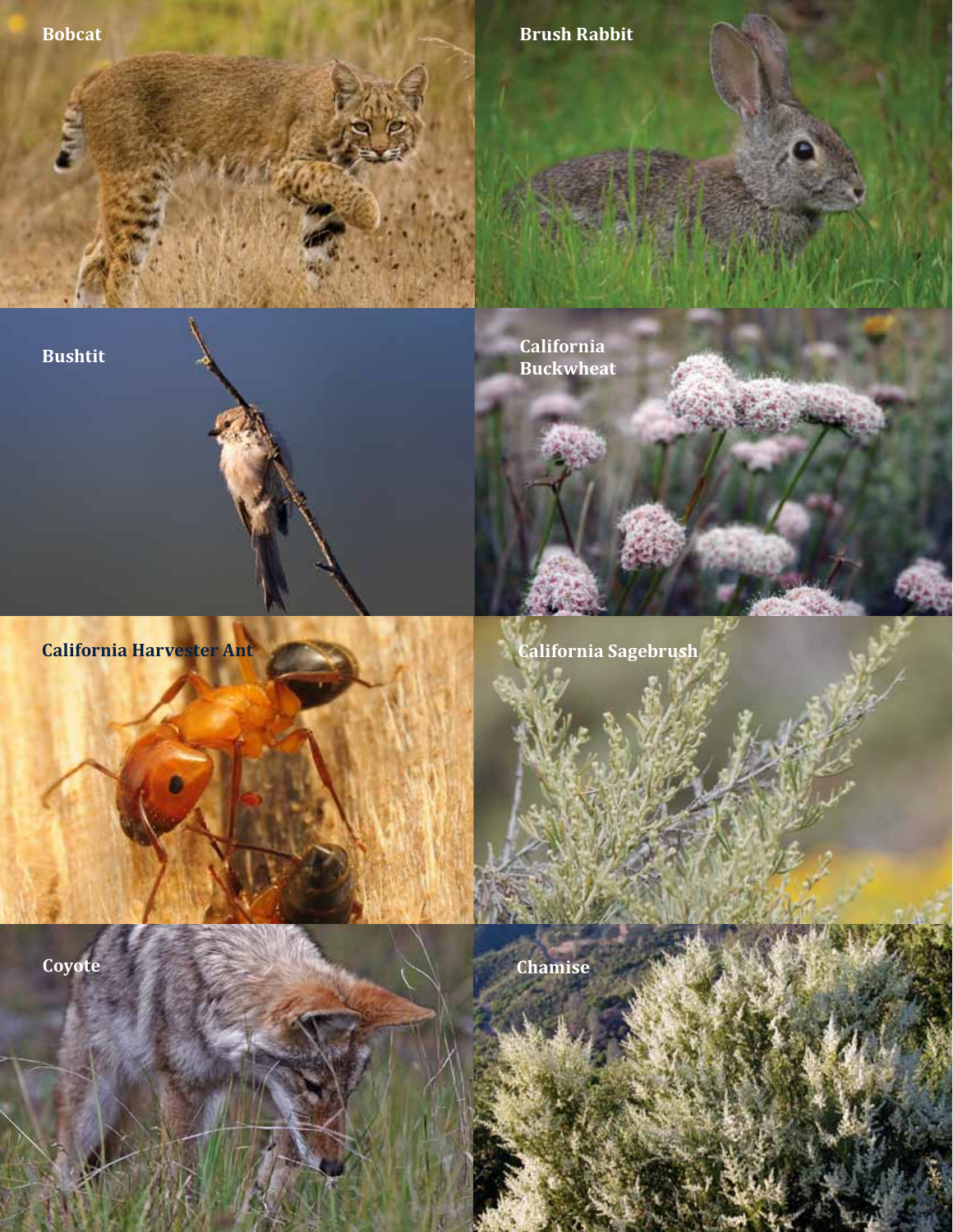Bobcat

Brush Rabbit

Bushtit

California Buckwheat

California Harvester Ant

California Sagebrush

Coyote

Chamise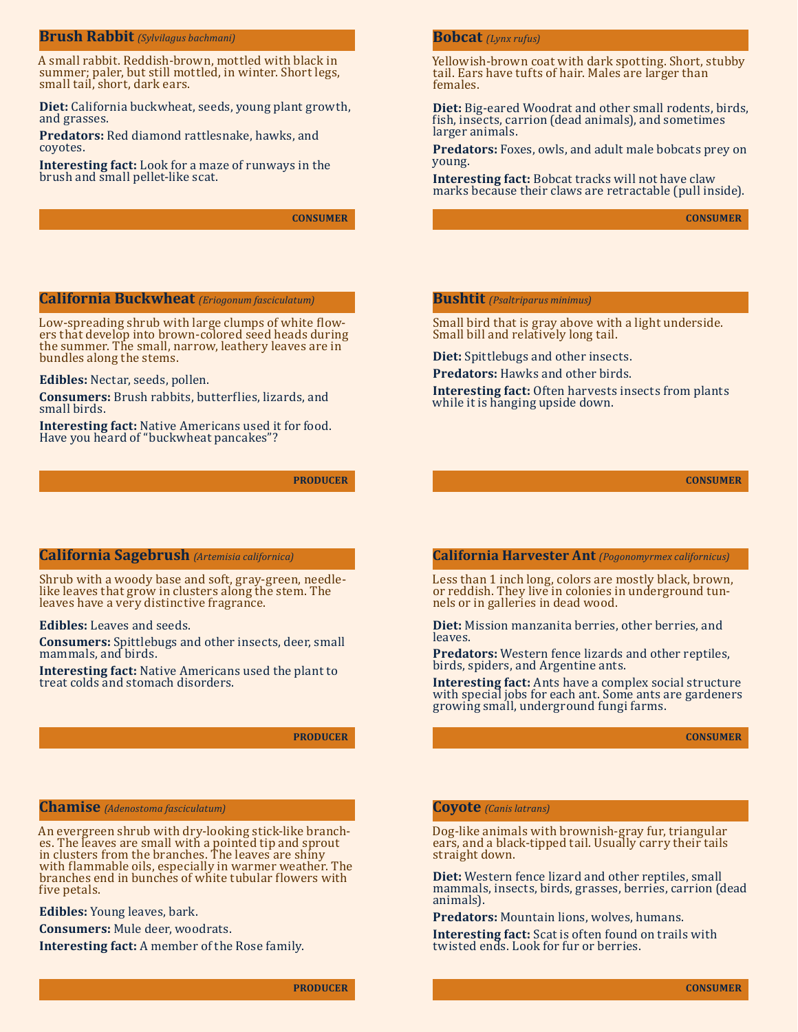## Brush Rabbit *(Sylvilagus bachmani)*

A small rabbit. Reddish-brown, mottled with black in summer; paler, but still mottled, in winter. Short legs, small tail, short, dark ears.

**Diet:** California buckwheat, seeds, young plant growth, and grasses.

**Predators:** Red diamond rattlesnake, hawks, and coyotes.

**Interesting fact:** Look for a maze of runways in the brush and small pellet-like scat.

**CONSUMER**

## California Buckwheat *(Eriogonum fasciculatum)*

Low-spreading shrub with large clumps of white flowers that develop into brown-colored seed heads during the summer. The small, narrow, leathery leaves are in bundles along the stems.

**Edibles:** Nectar, seeds, pollen.

**Consumers:** Brush rabbits, butterflies, lizards, and small birds.

**Interesting fact:** Native Americans used it for food. Have you heard of "buckwheat pancakes"?

**PRODUCER**

## California Sagebrush *(Artemisia californica)*

Shrub with a woody base and soft, gray-green, needle-like leaves that grow in clusters along the stem. The leaves have a very distinctive fragrance.

**Edibles:** Leaves and seeds.

**Consumers:** Spittlebugs and other insects, deer, small mammals, and birds.

**Interesting fact:** Native Americans used the plant to treat colds and stomach disorders.

**PRODUCER**

## Chamise *(Adenostoma fasciculatum)*

An evergreen shrub with dry-looking stick-like branches. The leaves are small with a pointed tip and sprout in clusters from the branches. The leaves are shiny with flammable oils, especially in warmer weather. The branches end in bunches of white tubular flowers with five petals.

**Edibles:** Young leaves, bark.

**Consumers:** Mule deer, woodrats.

**Interesting fact:** A member of the Rose family.

**PRODUCER**

## Bobcat *(Lynx rufus)*

Yellowish-brown coat with dark spotting. Short, stubby tail. Ears have tufts of hair. Males are larger than females.

**Diet:** Big-eared Woodrat and other small rodents, birds, fish, insects, carrion (dead animals), and sometimes larger animals.

**Predators:** Foxes, owls, and adult male bobcats prey on young.

**Interesting fact:** Bobcat tracks will not have claw marks because their claws are retractable (pull inside).

**CONSUMER**

## Bushtit *(Psaltriparus minimus)*

Small bird that is gray above with a light underside. Small bill and relatively long tail.

**Diet:** Spittlebugs and other insects.

**Predators:** Hawks and other birds.

**Interesting fact:** Often harvests insects from plants while it is hanging upside down.

**CONSUMER**

## California Harvester Ant *(Pogonomyrmex californicus)*

Less than 1 inch long, colors are mostly black, brown, or reddish. They live in colonies in underground tunnels or in galleries in dead wood.

**Diet:** Mission manzanita berries, other berries, and leaves.

**Predators:** Western fence lizards and other reptiles, birds, spiders, and Argentine ants.

**Interesting fact:** Ants have a complex social structure with special jobs for each ant. Some ants are gardeners growing small, underground fungi farms.

**CONSUMER**

## Coyote *(Canis latrans)*

Dog-like animals with brownish-gray fur, triangular ears, and a black-tipped tail. Usually carry their tails straight down.

**Diet:** Western fence lizard and other reptiles, small mammals, insects, birds, grasses, berries, carrion (dead animals).

**Predators:** Mountain lions, wolves, humans.

**Interesting fact:** Scat is often found on trails with twisted ends. Look for fur or berries.

**CONSUMER**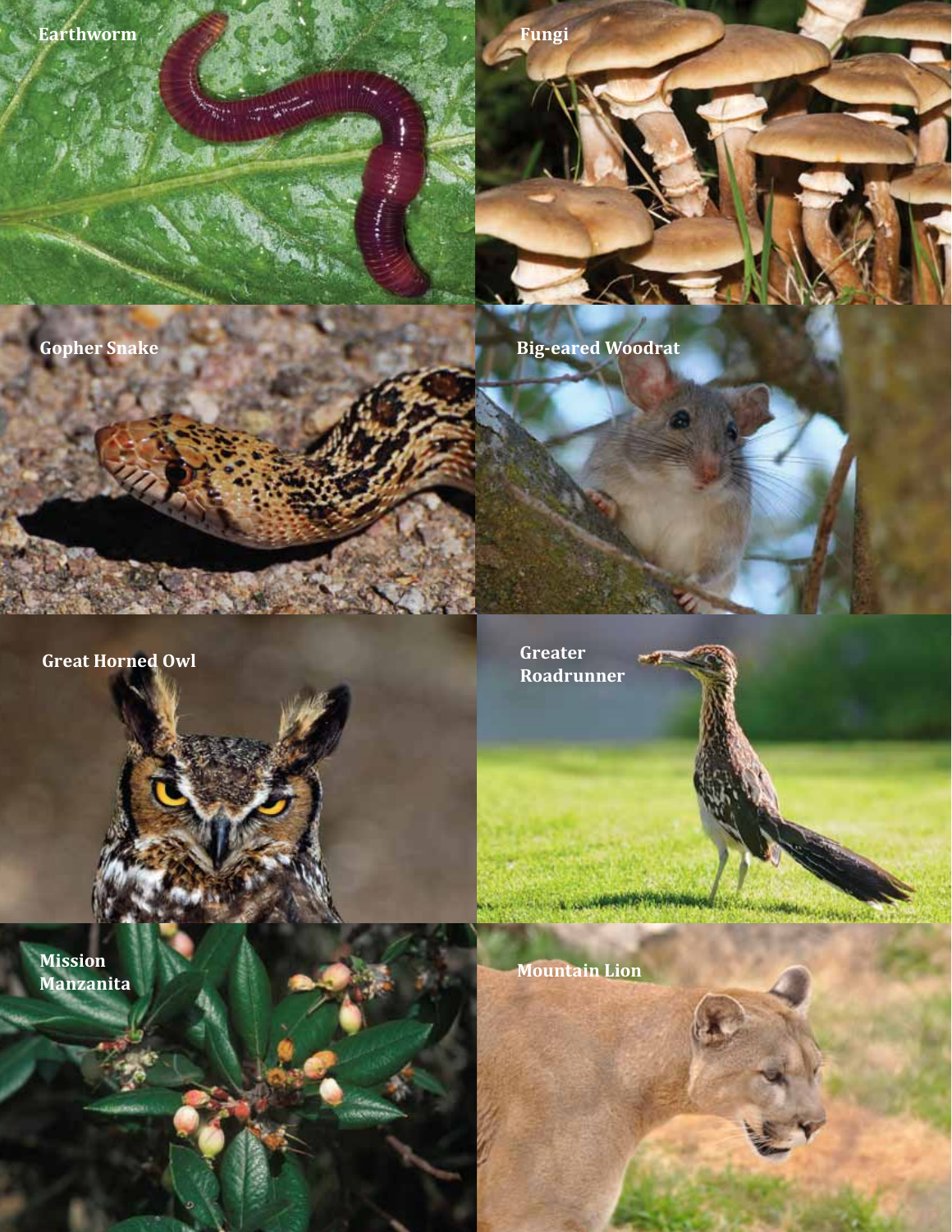Earthworm

Fungi

Gopher Snake

Big-eared Woodrat

Great Horned Owl

Greater Roadrunner

Mission Manzanita

Mountain Lion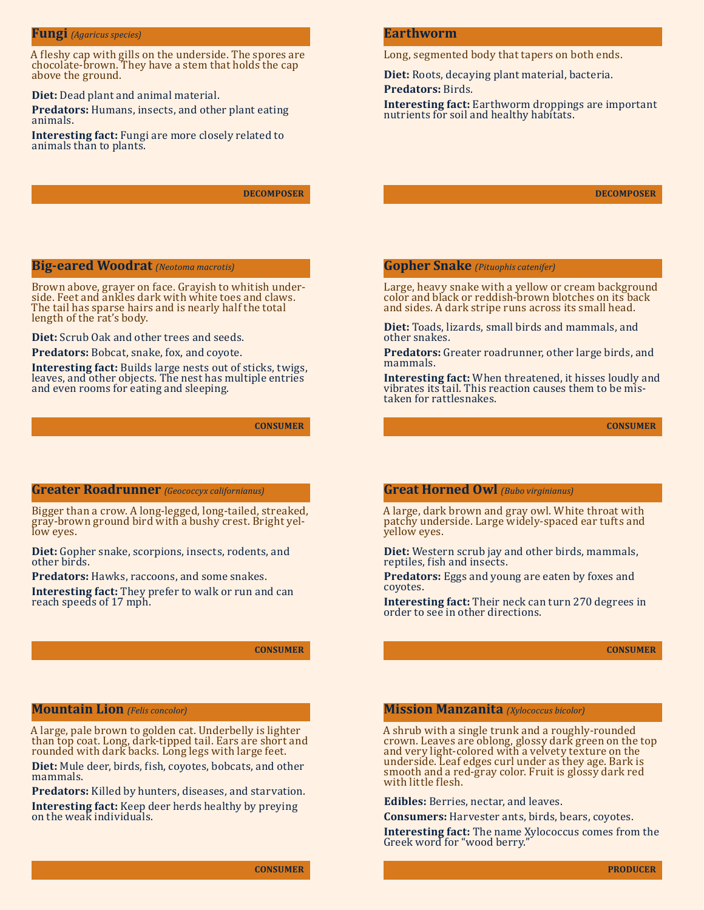## Fungi *(Agaricus species)*

A fleshy cap with gills on the underside. The spores are chocolate-brown. They have a stem that holds the cap above the ground.

**Diet:** Dead plant and animal material.

**Predators:** Humans, insects, and other plant eating animals.

**Interesting fact:** Fungi are more closely related to animals than to plants.

**DECOMPOSER**

## Earthworm

Long, segmented body that tapers on both ends.

**Diet:** Roots, decaying plant material, bacteria.

**Predators:** Birds.

**Interesting fact:** Earthworm droppings are important nutrients for soil and healthy habitats.

**DECOMPOSER**

## Big-eared Woodrat *(Neotoma macrotis)*

Brown above, grayer on face. Grayish to whitish underside. Feet and ankles dark with white toes and claws. The tail has sparse hairs and is nearly half the total length of the rat's body.

**Diet:** Scrub Oak and other trees and seeds.

**Predators:** Bobcat, snake, fox, and coyote.

**Interesting fact:** Builds large nests out of sticks, twigs, leaves, and other objects. The nest has multiple entries and even rooms for eating and sleeping.

**CONSUMER**

## Gopher Snake *(Pituophis catenifer)*

Large, heavy snake with a yellow or cream background color and black or reddish-brown blotches on its back and sides. A dark stripe runs across its small head.

**Diet:** Toads, lizards, small birds and mammals, and other snakes.

**Predators:** Greater roadrunner, other large birds, and mammals.

**Interesting fact:** When threatened, it hisses loudly and vibrates its tail. This reaction causes them to be mistaken for rattlesnakes.

**CONSUMER**

## Greater Roadrunner *(Geococcyx californianus)*

Bigger than a crow. A long-legged, long-tailed, streaked, gray-brown ground bird with a bushy crest. Bright yellow eyes.

**Diet:** Gopher snake, scorpions, insects, rodents, and other birds.

**Predators:** Hawks, raccoons, and some snakes.

**Interesting fact:** They prefer to walk or run and can reach speeds of 17 mph.

**CONSUMER**

## Great Horned Owl *(Bubo virginianus)*

A large, dark brown and gray owl. White throat with patchy underside. Large widely-spaced ear tufts and yellow eyes.

**Diet:** Western scrub jay and other birds, mammals, reptiles, fish and insects.

**Predators:** Eggs and young are eaten by foxes and coyotes.

**Interesting fact:** Their neck can turn 270 degrees in order to see in other directions.

**CONSUMER**

## Mountain Lion *(Felis concolor)*

A large, pale brown to golden cat. Underbelly is lighter than top coat. Long, dark-tipped tail. Ears are short and rounded with dark backs. Long legs with large feet.

**Diet:** Mule deer, birds, fish, coyotes, bobcats, and other mammals.

**Predators:** Killed by hunters, diseases, and starvation.

**Interesting fact:** Keep deer herds healthy by preying on the weak individuals.

**CONSUMER**

## Mission Manzanita *(Xylococcus bicolor)*

A shrub with a single trunk and a roughly-rounded crown. Leaves are oblong, glossy dark green on the top and very light-colored with a velvety texture on the underside. Leaf edges curl under as they age. Bark is smooth and a red-gray color. Fruit is glossy dark red with little flesh.

**Edibles:** Berries, nectar, and leaves.

**Consumers:** Harvester ants, birds, bears, coyotes.

**Interesting fact:** The name Xylococcus comes from the Greek word for "wood berry."

**PRODUCER**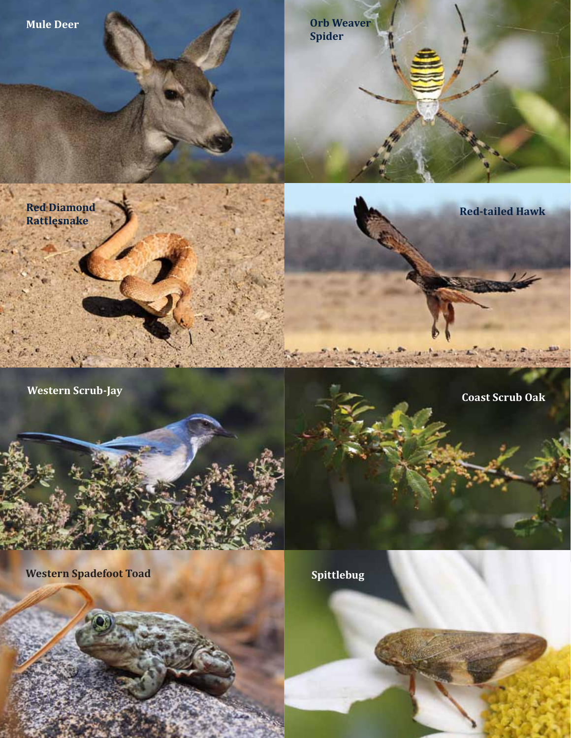Mule Deer

Orb Weaver Spider

Red Diamond Rattlesnake

Red-tailed Hawk

Western Scrub-Jay

Coast Scrub Oak

Western Spadefoot Toad

Spittlebug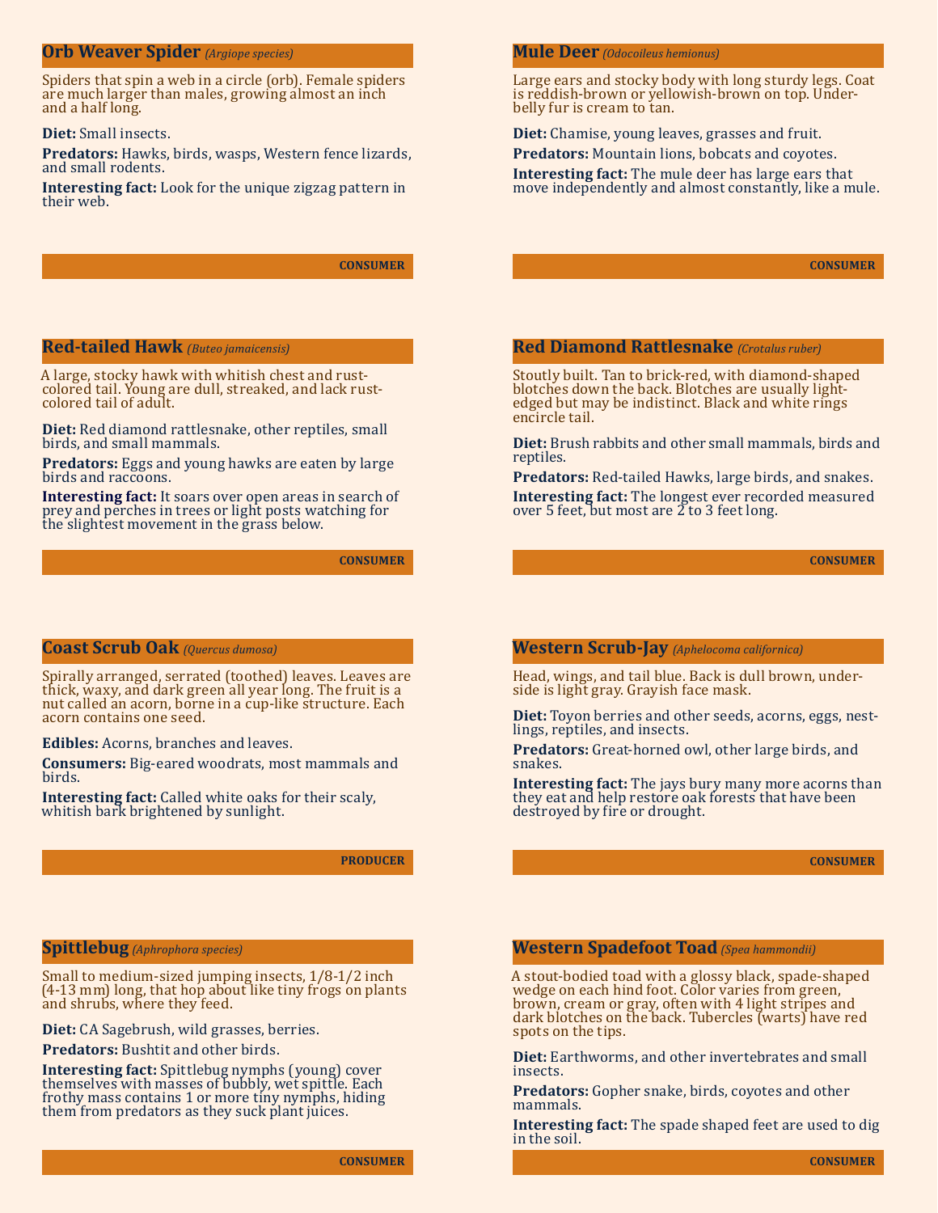## Orb Weaver Spider *(Argiope species)*

Spiders that spin a web in a circle (orb). Female spiders are much larger than males, growing almost an inch and a half long.

**Diet:** Small insects.

**Predators:** Hawks, birds, wasps, Western fence lizards, and small rodents.

**Interesting fact:** Look for the unique zigzag pattern in their web.

**CONSUMER**

## Mule Deer *(Odocoileus hemionus)*

Large ears and stocky body with long sturdy legs. Coat is reddish-brown or yellowish-brown on top. Underbelly fur is cream to tan.

**Diet:** Chamise, young leaves, grasses and fruit.

**Predators:** Mountain lions, bobcats and coyotes.

**Interesting fact:** The mule deer has large ears that move independently and almost constantly, like a mule.

**CONSUMER**

## Red-tailed Hawk *(Buteo jamaicensis)*

A large, stocky hawk with whitish chest and rust-colored tail. Young are dull, streaked, and lack rust-colored tail of adult.

**Diet:** Red diamond rattlesnake, other reptiles, small birds, and small mammals.

**Predators:** Eggs and young hawks are eaten by large birds and raccoons.

**Interesting fact:** It soars over open areas in search of prey and perches in trees or light posts watching for the slightest movement in the grass below.

**CONSUMER**

## Red Diamond Rattlesnake *(Crotalus ruber)*

Stoutly built. Tan to brick-red, with diamond-shaped blotches down the back. Blotches are usually light-edged but may be indistinct. Black and white rings encircle tail.

**Diet:** Brush rabbits and other small mammals, birds and reptiles.

**Predators:** Red-tailed Hawks, large birds, and snakes.

**Interesting fact:** The longest ever recorded measured over 5 feet, but most are 2 to 3 feet long.

**CONSUMER**

## Coast Scrub Oak *(Quercus dumosa)*

Spirally arranged, serrated (toothed) leaves. Leaves are thick, waxy, and dark green all year long. The fruit is a nut called an acorn, borne in a cup-like structure. Each acorn contains one seed.

**Edibles:** Acorns, branches and leaves.

**Consumers:** Big-eared woodrats, most mammals and birds.

**Interesting fact:** Called white oaks for their scaly, whitish bark brightened by sunlight.

**PRODUCER**

## Western Scrub-Jay *(Aphelocoma californica)*

Head, wings, and tail blue. Back is dull brown, underside is light gray. Grayish face mask.

**Diet:** Toyon berries and other seeds, acorns, eggs, nestlings, reptiles, and insects.

**Predators:** Great-horned owl, other large birds, and snakes.

**Interesting fact:** The jays bury many more acorns than they eat and help restore oak forests that have been destroyed by fire or drought.

**CONSUMER**

## Spittlebug *(Aphrophora species)*

Small to medium-sized jumping insects, 1/8-1/2 inch (4-13 mm) long, that hop about like tiny frogs on plants and shrubs, where they feed.

**Diet:** CA Sagebrush, wild grasses, berries.

**Predators:** Bushtit and other birds.

**Interesting fact:** Spittlebug nymphs (young) cover themselves with masses of bubbly, wet spittle. Each frothy mass contains 1 or more tiny nymphs, hiding them from predators as they suck plant juices.

**CONSUMER**

## Western Spadefoot Toad *(Spea hammondii)*

A stout-bodied toad with a glossy black, spade-shaped wedge on each hind foot. Color varies from green, brown, cream or gray, often with 4 light stripes and dark blotches on the back. Tubercles (warts) have red spots on the tips.

**Diet:** Earthworms, and other invertebrates and small insects.

**Predators:** Gopher snake, birds, coyotes and other mammals.

**Interesting fact:** The spade shaped feet are used to dig in the soil.

**CONSUMER**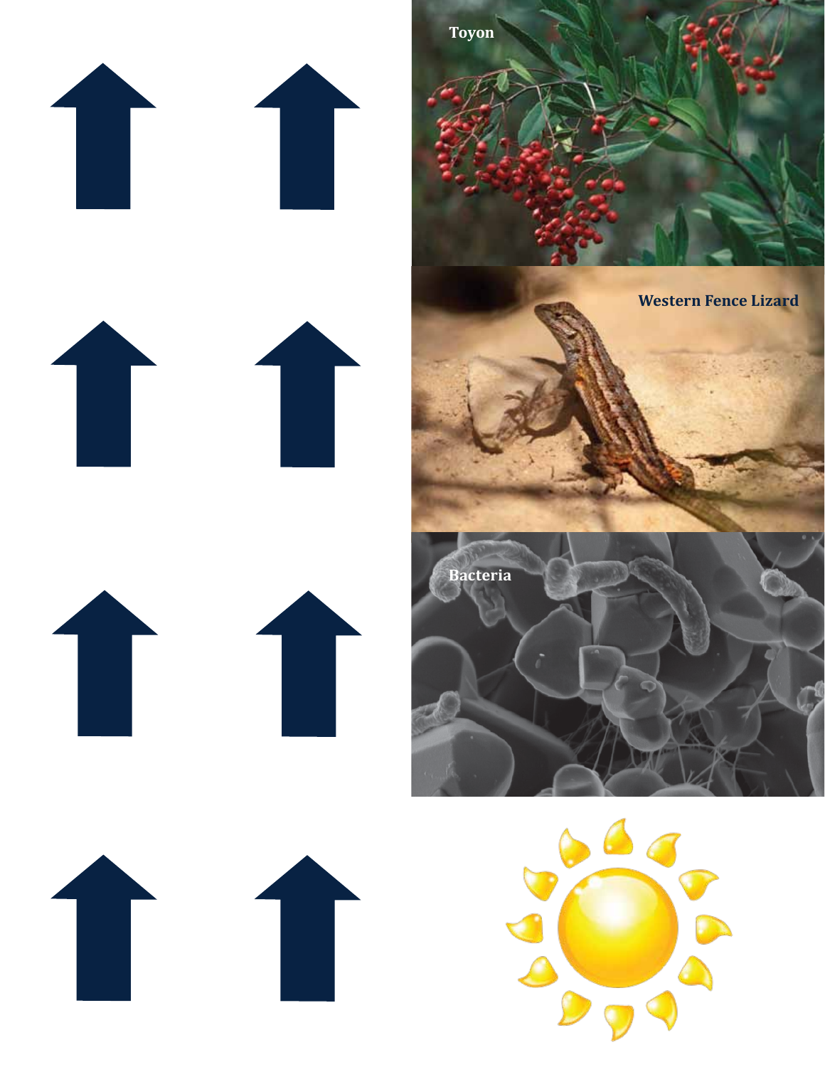Toyon

Western Fence Lizard

Bacteria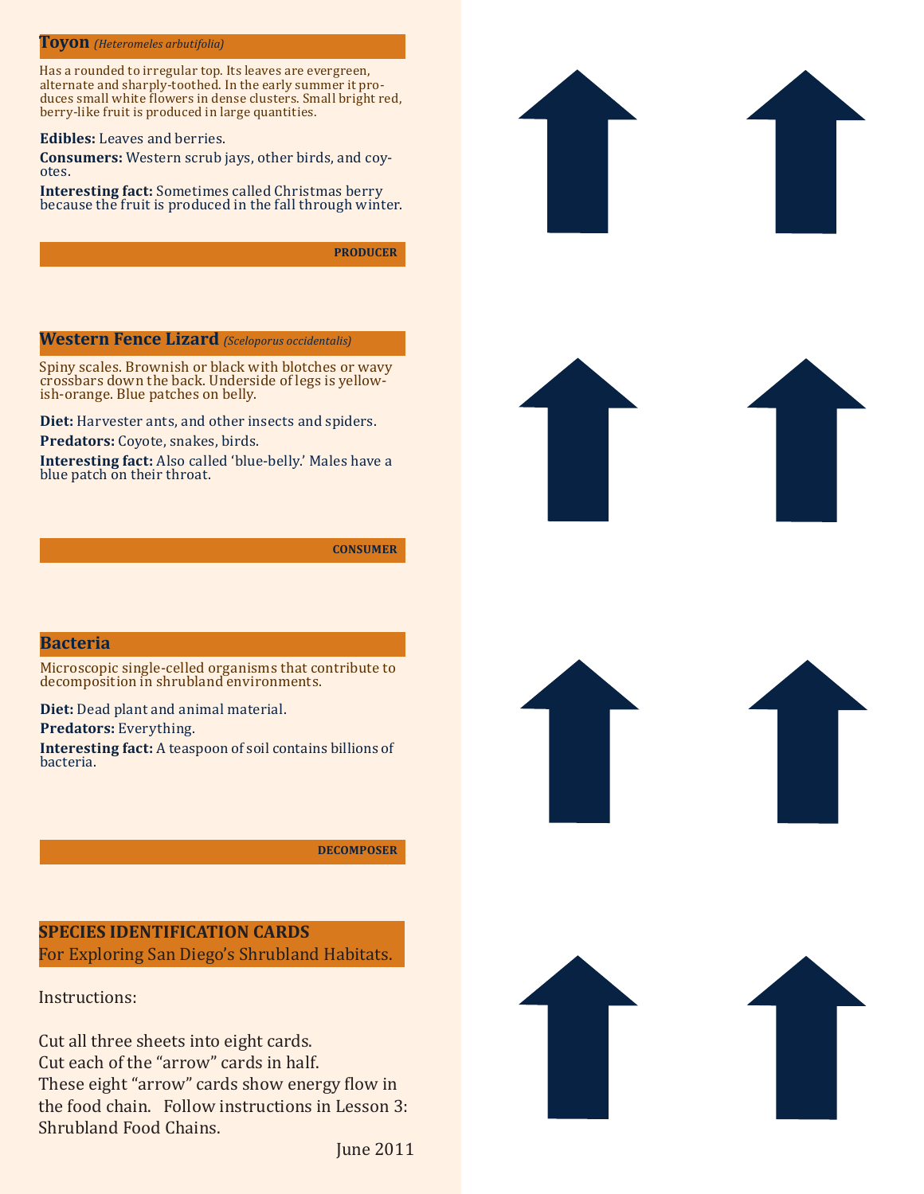## Toyon *(Heteromeles arbutifolia)*

Has a rounded to irregular top. Its leaves are evergreen, alternate and sharply-toothed. In the early summer it produces small white flowers in dense clusters. Small bright red, berry-like fruit is produced in large quantities.

**Edibles:** Leaves and berries.

**Consumers:** Western scrub jays, other birds, and coyotes.

**Interesting fact:** Sometimes called Christmas berry because the fruit is produced in the fall through winter.

**PRODUCER**

## Western Fence Lizard *(Sceloporus occidentalis)*

Spiny scales. Brownish or black with blotches or wavy crossbars down the back. Underside of legs is yellowish-orange. Blue patches on belly.

**Diet:** Harvester ants, and other insects and spiders.

**Predators:** Coyote, snakes, birds.

**Interesting fact:** Also called 'blue-belly.' Males have a blue patch on their throat.

**CONSUMER**

## Bacteria

Microscopic single-celled organisms that contribute to decomposition in shrubland environments.

**Diet:** Dead plant and animal material.

**Predators:** Everything.

**Interesting fact:** A teaspoon of soil contains billions of bacteria.

**DECOMPOSER**

## SPECIES IDENTIFICATION CARDS

For Exploring San Diego's Shrubland Habitats.

Instructions:

Cut all three sheets into eight cards.
Cut each of the "arrow" cards in half.
These eight "arrow" cards show energy flow in the food chain. Follow instructions in Lesson 3: Shrubland Food Chains.

June 2011